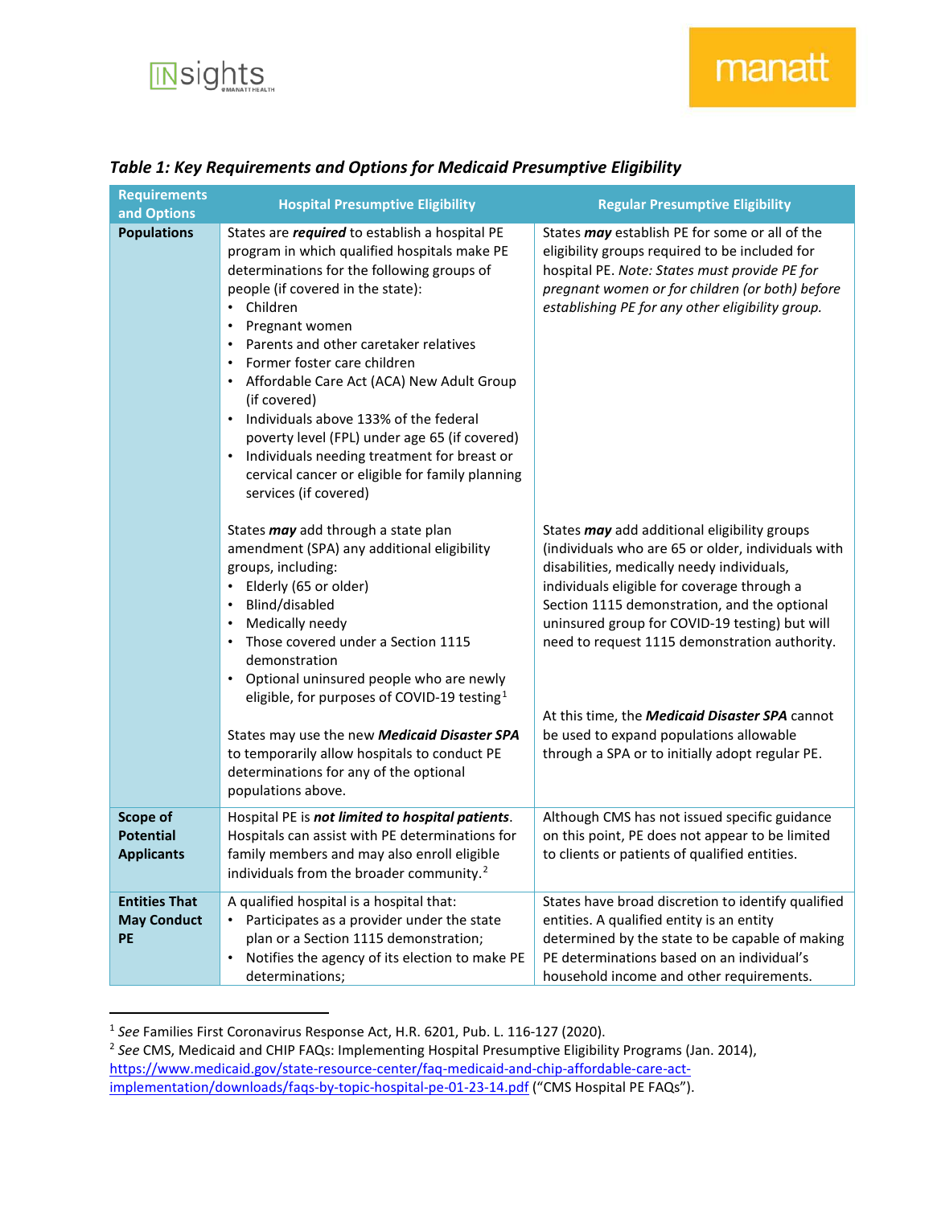***Table 1: Key Requirements and Options for Medicaid Presumptive Eligibility***

| Requirements and Options | Hospital Presumptive Eligibility | Regular Presumptive Eligibility |
|---|---|---|
| **Populations** | States are ***required*** to establish a hospital PE program in which qualified hospitals make PE determinations for the following groups of people (if covered in the state):<br>• Children<br>• Pregnant women<br>• Parents and other caretaker relatives<br>• Former foster care children<br>• Affordable Care Act (ACA) New Adult Group (if covered)<br>• Individuals above 133% of the federal poverty level (FPL) under age 65 (if covered)<br>• Individuals needing treatment for breast or cervical cancer or eligible for family planning services (if covered) | States ***may*** establish PE for some or all of the eligibility groups required to be included for hospital PE. *Note: States must provide PE for pregnant women or for children (or both) before establishing PE for any other eligibility group.* |
| | States ***may*** add through a state plan amendment (SPA) any additional eligibility groups, including:<br>• Elderly (65 or older)<br>• Blind/disabled<br>• Medically needy<br>• Those covered under a Section 1115 demonstration<br>• Optional uninsured people who are newly eligible, for purposes of COVID-19 testing[1] | States ***may*** add additional eligibility groups (individuals who are 65 or older, individuals with disabilities, medically needy individuals, individuals eligible for coverage through a Section 1115 demonstration, and the optional uninsured group for COVID-19 testing) but will need to request 1115 demonstration authority. |
| | States may use the new ***Medicaid Disaster SPA*** to temporarily allow hospitals to conduct PE determinations for any of the optional populations above. | At this time, the ***Medicaid Disaster SPA*** cannot be used to expand populations allowable through a SPA or to initially adopt regular PE. |
| **Scope of Potential Applicants** | Hospital PE is ***not limited to hospital patients***. Hospitals can assist with PE determinations for family members and may also enroll eligible individuals from the broader community.[2] | Although CMS has not issued specific guidance on this point, PE does not appear to be limited to clients or patients of qualified entities. |
| **Entities That May Conduct PE** | A qualified hospital is a hospital that:<br>• Participates as a provider under the state plan or a Section 1115 demonstration;<br>• Notifies the agency of its election to make PE determinations; | States have broad discretion to identify qualified entities. A qualified entity is an entity determined by the state to be capable of making PE determinations based on an individual's household income and other requirements. |

[1] *See* Families First Coronavirus Response Act, H.R. 6201, Pub. L. 116-127 (2020).

[2] *See* CMS, Medicaid and CHIP FAQs: Implementing Hospital Presumptive Eligibility Programs (Jan. 2014), https://www.medicaid.gov/state-resource-center/faq-medicaid-and-chip-affordable-care-act-implementation/downloads/faqs-by-topic-hospital-pe-01-23-14.pdf ("CMS Hospital PE FAQs").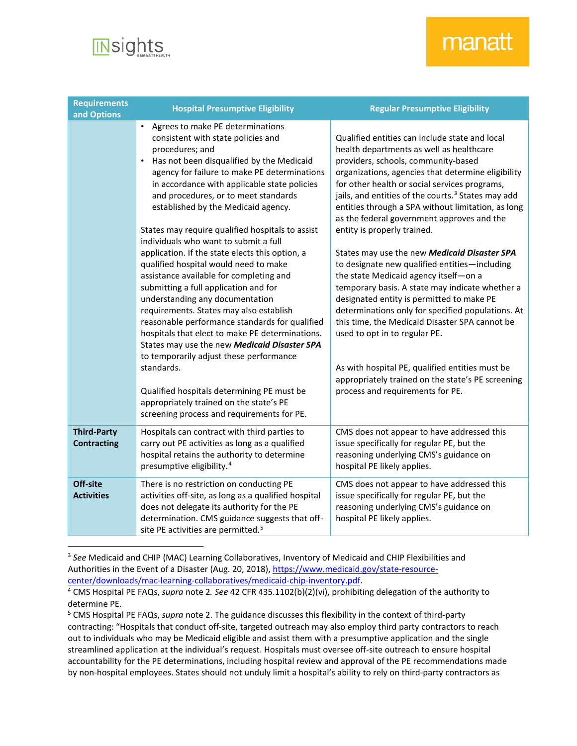| Requirements and Options | Hospital Presumptive Eligibility | Regular Presumptive Eligibility |
|---|---|---|
| | • Agrees to make PE determinations consistent with state policies and procedures; and<br>• Has not been disqualified by the Medicaid agency for failure to make PE determinations in accordance with applicable state policies and procedures, or to meet standards established by the Medicaid agency.<br><br>States may require qualified hospitals to assist individuals who want to submit a full application. If the state elects this option, a qualified hospital would need to make assistance available for completing and submitting a full application and for understanding any documentation requirements. States may also establish reasonable performance standards for qualified hospitals that elect to make PE determinations. States may use the new ***Medicaid Disaster SPA*** to temporarily adjust these performance standards.<br><br>Qualified hospitals determining PE must be appropriately trained on the state's PE screening process and requirements for PE. | Qualified entities can include state and local health departments as well as healthcare providers, schools, community-based organizations, agencies that determine eligibility for other health or social services programs, jails, and entities of the courts.[3] States may add entities through a SPA without limitation, as long as the federal government approves and the entity is properly trained.<br><br>States may use the new ***Medicaid Disaster SPA*** to designate new qualified entities—including the state Medicaid agency itself—on a temporary basis. A state may indicate whether a designated entity is permitted to make PE determinations only for specified populations. At this time, the Medicaid Disaster SPA cannot be used to opt in to regular PE.<br><br>As with hospital PE, qualified entities must be appropriately trained on the state's PE screening process and requirements for PE. |
| **Third-Party Contracting** | Hospitals can contract with third parties to carry out PE activities as long as a qualified hospital retains the authority to determine presumptive eligibility.[4] | CMS does not appear to have addressed this issue specifically for regular PE, but the reasoning underlying CMS's guidance on hospital PE likely applies. |
| **Off-site Activities** | There is no restriction on conducting PE activities off-site, as long as a qualified hospital does not delegate its authority for the PE determination. CMS guidance suggests that off-site PE activities are permitted.[5] | CMS does not appear to have addressed this issue specifically for regular PE, but the reasoning underlying CMS's guidance on hospital PE likely applies. |

[3] *See* Medicaid and CHIP (MAC) Learning Collaboratives, Inventory of Medicaid and CHIP Flexibilities and Authorities in the Event of a Disaster (Aug. 20, 2018), https://www.medicaid.gov/state-resource-center/downloads/mac-learning-collaboratives/medicaid-chip-inventory.pdf.

[4] CMS Hospital PE FAQs, *supra* note 2. *See* 42 CFR 435.1102(b)(2)(vi), prohibiting delegation of the authority to determine PE.

[5] CMS Hospital PE FAQs, *supra* note 2. The guidance discusses this flexibility in the context of third-party contracting: "Hospitals that conduct off-site, targeted outreach may also employ third party contractors to reach out to individuals who may be Medicaid eligible and assist them with a presumptive application and the single streamlined application at the individual's request. Hospitals must oversee off-site outreach to ensure hospital accountability for the PE determinations, including hospital review and approval of the PE recommendations made by non-hospital employees. States should not unduly limit a hospital's ability to rely on third-party contractors as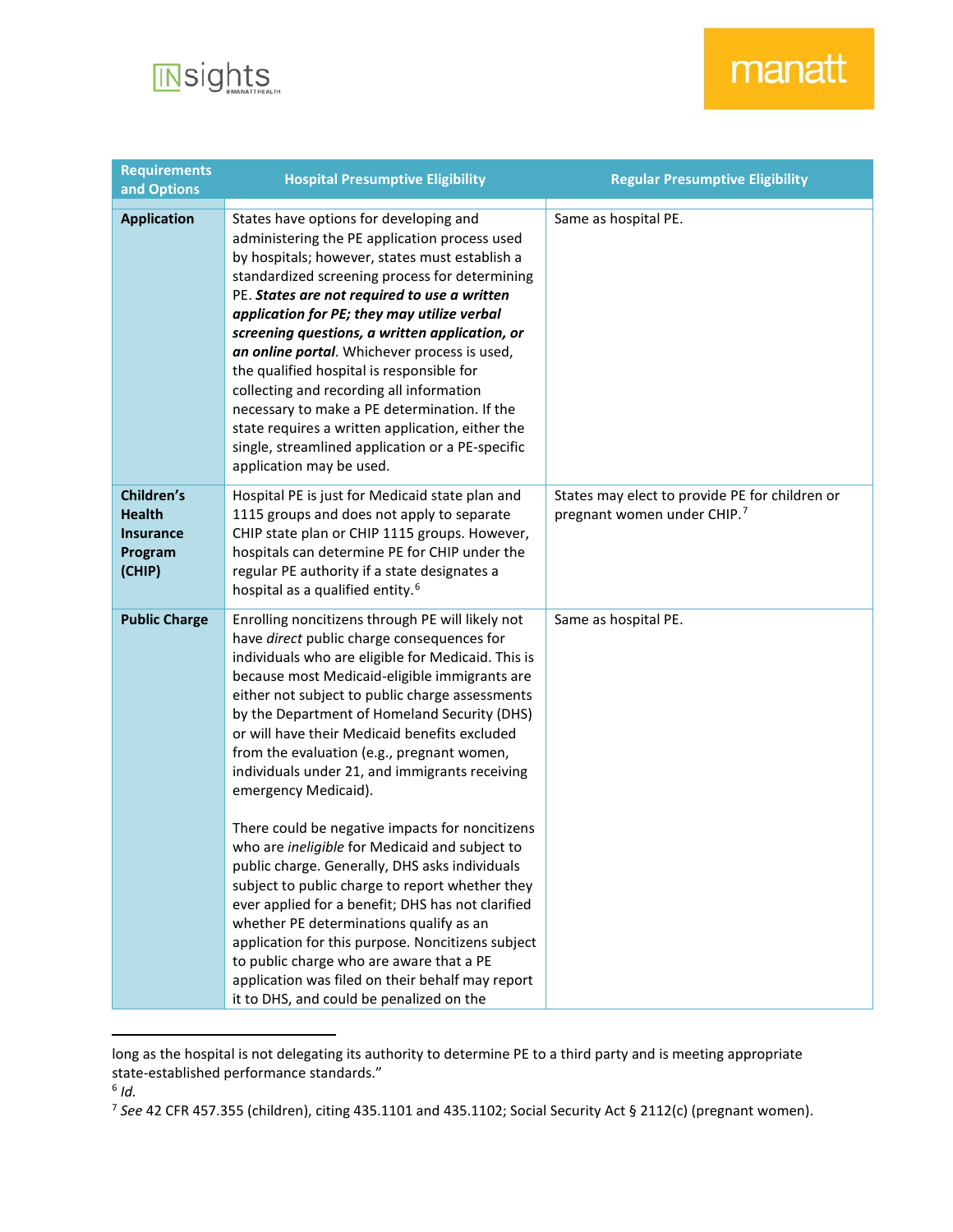| Requirements and Options | Hospital Presumptive Eligibility | Regular Presumptive Eligibility |
|---|---|---|
| **Application** | States have options for developing and administering the PE application process used by hospitals; however, states must establish a standardized screening process for determining PE. ***States are not required to use a written application for PE; they may utilize verbal screening questions, a written application, or an online portal***. Whichever process is used, the qualified hospital is responsible for collecting and recording all information necessary to make a PE determination. If the state requires a written application, either the single, streamlined application or a PE-specific application may be used. | Same as hospital PE. |
| **Children's Health Insurance Program (CHIP)** | Hospital PE is just for Medicaid state plan and 1115 groups and does not apply to separate CHIP state plan or CHIP 1115 groups. However, hospitals can determine PE for CHIP under the regular PE authority if a state designates a hospital as a qualified entity.[6] | States may elect to provide PE for children or pregnant women under CHIP.[7] |
| **Public Charge** | Enrolling noncitizens through PE will likely not have *direct* public charge consequences for individuals who are eligible for Medicaid. This is because most Medicaid-eligible immigrants are either not subject to public charge assessments by the Department of Homeland Security (DHS) or will have their Medicaid benefits excluded from the evaluation (e.g., pregnant women, individuals under 21, and immigrants receiving emergency Medicaid).<br><br>There could be negative impacts for noncitizens who are *ineligible* for Medicaid and subject to public charge. Generally, DHS asks individuals subject to public charge to report whether they ever applied for a benefit; DHS has not clarified whether PE determinations qualify as an application for this purpose. Noncitizens subject to public charge who are aware that a PE application was filed on their behalf may report it to DHS, and could be penalized on the | Same as hospital PE. |

---

long as the hospital is not delegating its authority to determine PE to a third party and is meeting appropriate state-established performance standards."

[6] *Id.*

[7] *See* 42 CFR 457.355 (children), citing 435.1101 and 435.1102; Social Security Act § 2112(c) (pregnant women).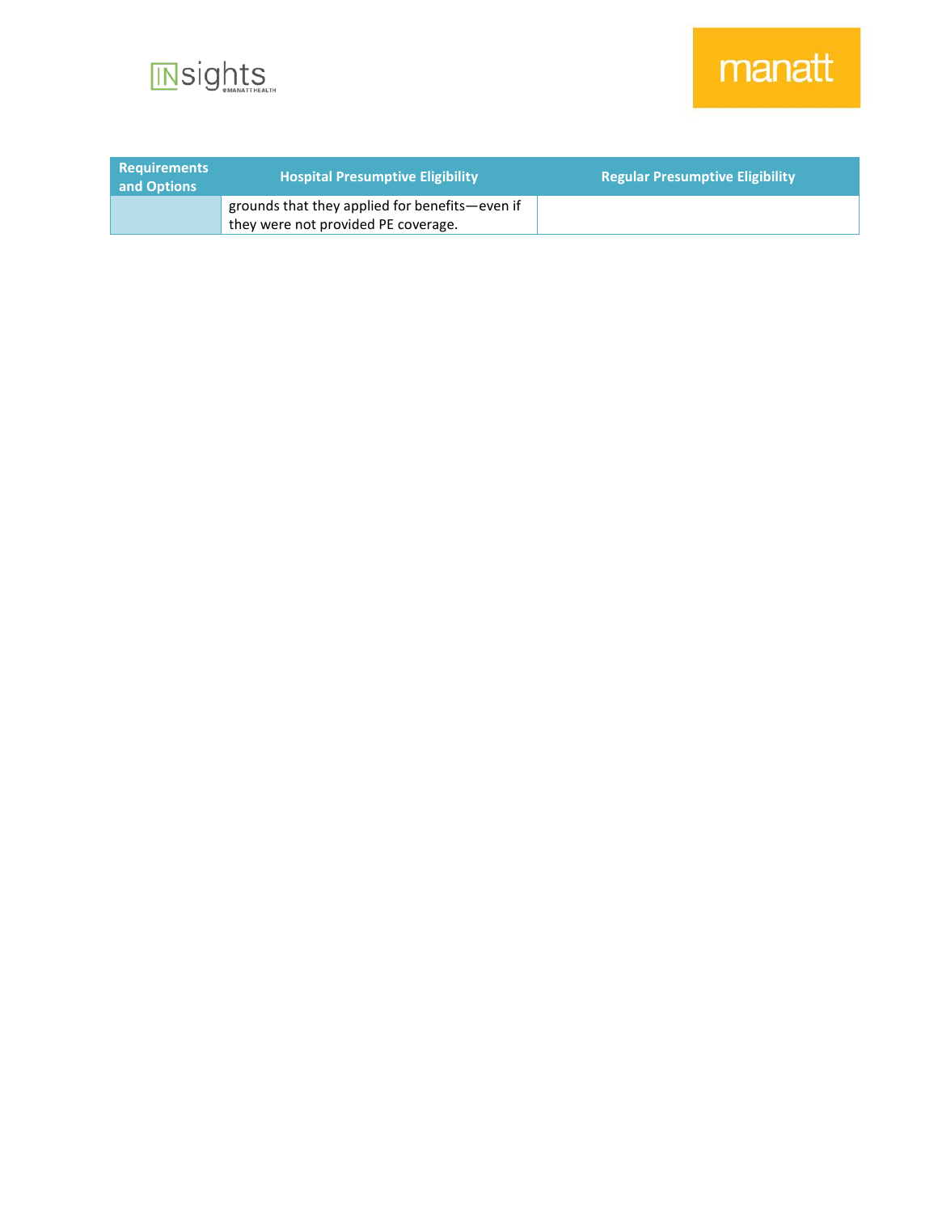| Requirements and Options | Hospital Presumptive Eligibility | Regular Presumptive Eligibility |
|---|---|---|
| | grounds that they applied for benefits—even if they were not provided PE coverage. | |